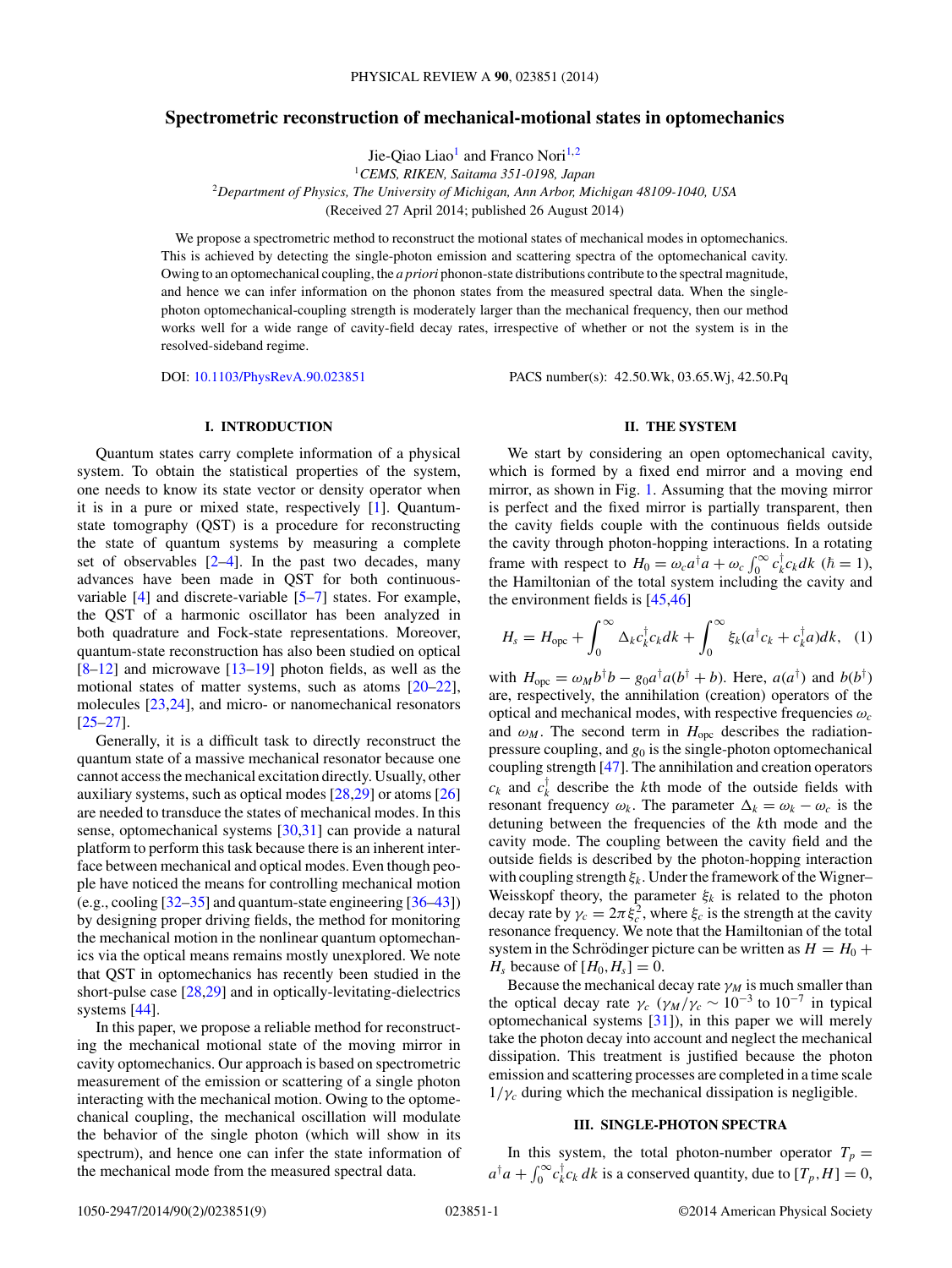# Spectrometric reconstruction of mechanical-motional states in optomechanics

Jie-Qiao Liao[1] and Franco Nori[1,2]

[1]*CEMS, RIKEN, Saitama 351-0198, Japan*
[2]*Department of Physics, The University of Michigan, Ann Arbor, Michigan 48109-1040, USA*
(Received 27 April 2014; published 26 August 2014)

We propose a spectrometric method to reconstruct the motional states of mechanical modes in optomechanics. This is achieved by detecting the single-photon emission and scattering spectra of the optomechanical cavity. Owing to an optomechanical coupling, the *a priori* phonon-state distributions contribute to the spectral magnitude, and hence we can infer information on the phonon states from the measured spectral data. When the single-photon optomechanical-coupling strength is moderately larger than the mechanical frequency, then our method works well for a wide range of cavity-field decay rates, irrespective of whether or not the system is in the resolved-sideband regime.

DOI: 10.1103/PhysRevA.90.023851 PACS number(s): 42.50.Wk, 03.65.Wj, 42.50.Pq

## I. INTRODUCTION

Quantum states carry complete information of a physical system. To obtain the statistical properties of the system, one needs to know its state vector or density operator when it is in a pure or mixed state, respectively [1]. Quantum-state tomography (QST) is a procedure for reconstructing the state of quantum systems by measuring a complete set of observables [2–4]. In the past two decades, many advances have been made in QST for both continuous-variable [4] and discrete-variable [5–7] states. For example, the QST of a harmonic oscillator has been analyzed in both quadrature and Fock-state representations. Moreover, quantum-state reconstruction has also been studied on optical [8–12] and microwave [13–19] photon fields, as well as the motional states of matter systems, such as atoms [20–22], molecules [23,24], and micro- or nanomechanical resonators [25–27].

Generally, it is a difficult task to directly reconstruct the quantum state of a massive mechanical resonator because one cannot access the mechanical excitation directly. Usually, other auxiliary systems, such as optical modes [28,29] or atoms [26] are needed to transduce the states of mechanical modes. In this sense, optomechanical systems [30,31] can provide a natural platform to perform this task because there is an inherent interface between mechanical and optical modes. Even though people have noticed the means for controlling mechanical motion (e.g., cooling [32–35] and quantum-state engineering [36–43]) by designing proper driving fields, the method for monitoring the mechanical motion in the nonlinear quantum optomechanics via the optical means remains mostly unexplored. We note that QST in optomechanics has recently been studied in the short-pulse case [28,29] and in optically-levitating-dielectrics systems [44].

In this paper, we propose a reliable method for reconstructing the mechanical motional state of the moving mirror in cavity optomechanics. Our approach is based on spectrometric measurement of the emission or scattering of a single photon interacting with the mechanical motion. Owing to the optomechanical coupling, the mechanical oscillation will modulate the behavior of the single photon (which will show in its spectrum), and hence one can infer the state information of the mechanical mode from the measured spectral data.

## II. THE SYSTEM

We start by considering an open optomechanical cavity, which is formed by a fixed end mirror and a moving end mirror, as shown in Fig. 1. Assuming that the moving mirror is perfect and the fixed mirror is partially transparent, then the cavity fields couple with the continuous fields outside the cavity through photon-hopping interactions. In a rotating frame with respect to $H_0 = \omega_c a^\dagger a + \omega_c \int_0^\infty c_k^\dagger c_k dk$ ($\hbar = 1$), the Hamiltonian of the total system including the cavity and the environment fields is [45,46]

$$H_s = H_{\text{opc}} + \int_0^\infty \Delta_k c_k^\dagger c_k dk + \int_0^\infty \xi_k (a^\dagger c_k + c_k^\dagger a) dk, \quad (1)$$

with $H_{\text{opc}} = \omega_M b^\dagger b - g_0 a^\dagger a (b^\dagger + b)$. Here, $a(a^\dagger)$ and $b(b^\dagger)$ are, respectively, the annihilation (creation) operators of the optical and mechanical modes, with respective frequencies $\omega_c$ and $\omega_M$. The second term in $H_{\text{opc}}$ describes the radiation-pressure coupling, and $g_0$ is the single-photon optomechanical coupling strength [47]. The annihilation and creation operators $c_k$ and $c_k^\dagger$ describe the $k$th mode of the outside fields with resonant frequency $\omega_k$. The parameter $\Delta_k = \omega_k - \omega_c$ is the detuning between the frequencies of the $k$th mode and the cavity mode. The coupling between the cavity field and the outside fields is described by the photon-hopping interaction with coupling strength $\xi_k$. Under the framework of the Wigner–Weisskopf theory, the parameter $\xi_k$ is related to the photon decay rate by $\gamma_c = 2\pi\xi_c^2$, where $\xi_c$ is the strength at the cavity resonance frequency. We note that the Hamiltonian of the total system in the Schrödinger picture can be written as $H = H_0 + H_s$ because of $[H_0, H_s] = 0$.

Because the mechanical decay rate $\gamma_M$ is much smaller than the optical decay rate $\gamma_c$ ($\gamma_M/\gamma_c \sim 10^{-3}$ to $10^{-7}$ in typical optomechanical systems [31]), in this paper we will merely take the photon decay into account and neglect the mechanical dissipation. This treatment is justified because the photon emission and scattering processes are completed in a time scale $1/\gamma_c$ during which the mechanical dissipation is negligible.

## III. SINGLE-PHOTON SPECTRA

In this system, the total photon-number operator $T_p = a^\dagger a + \int_0^\infty c_k^\dagger c_k \, dk$ is a conserved quantity, due to $[T_p, H] = 0$,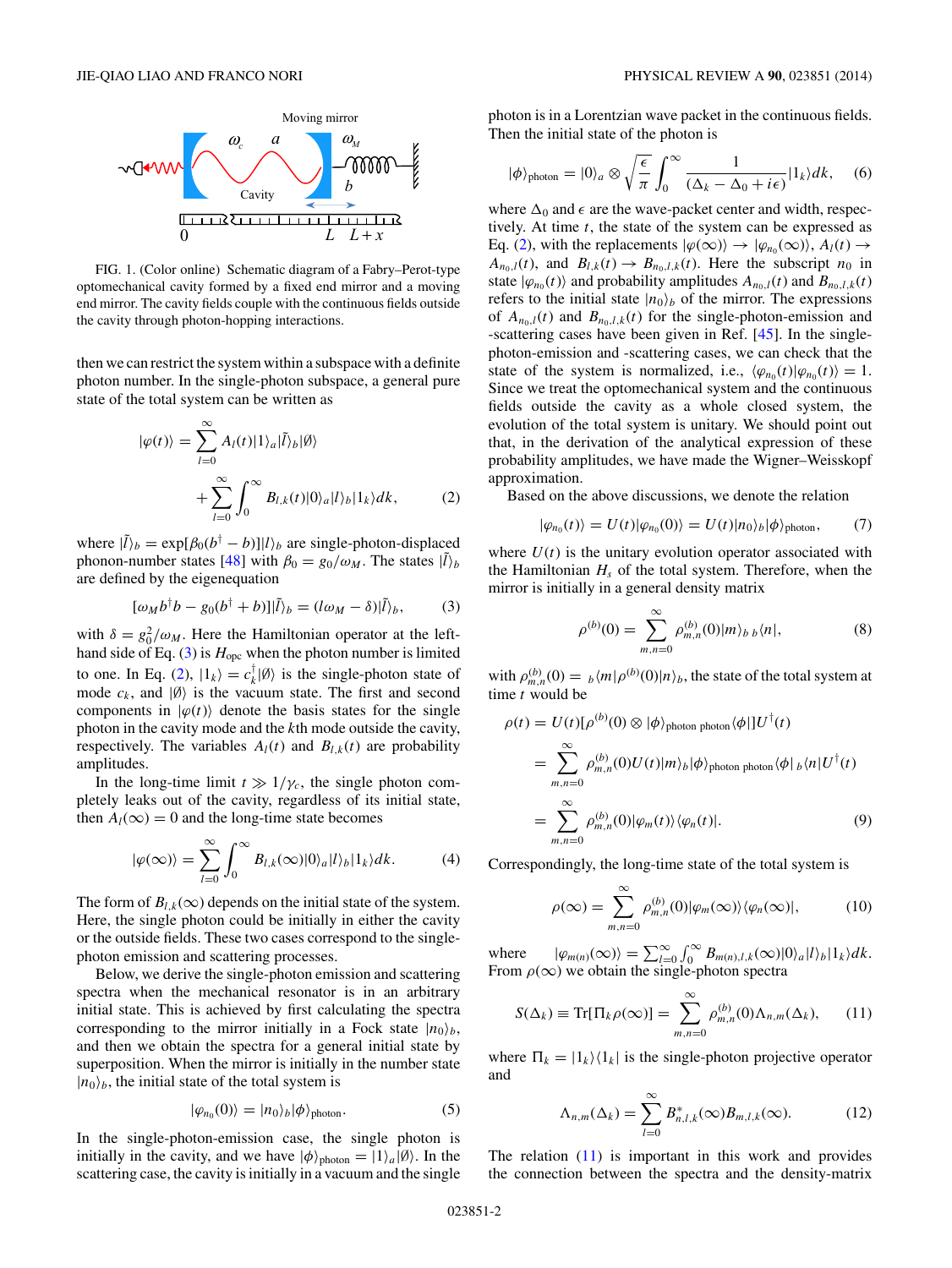FIG. 1. (Color online) Schematic diagram of a Fabry–Perot-type optomechanical cavity formed by a fixed end mirror and a moving end mirror. The cavity fields couple with the continuous fields outside the cavity through photon-hopping interactions.

then we can restrict the system within a subspace with a definite photon number. In the single-photon subspace, a general pure state of the total system can be written as

$$|\varphi(t)\rangle = \sum_{l=0}^{\infty} A_l(t)|1\rangle_a|\tilde{l}\rangle_b|\emptyset\rangle + \sum_{l=0}^{\infty}\int_0^{\infty} B_{l,k}(t)|0\rangle_a|l\rangle_b|1_k\rangle dk, \tag{2}$$

where $|\tilde{l}\rangle_b = \exp[\beta_0(b^\dagger - b)]|l\rangle_b$ are single-photon-displaced phonon-number states [48] with $\beta_0 = g_0/\omega_M$. The states $|\tilde{l}\rangle_b$ are defined by the eigenequation

$$[\omega_M b^\dagger b - g_0(b^\dagger + b)]|\tilde{l}\rangle_b = (l\omega_M - \delta)|\tilde{l}\rangle_b, \tag{3}$$

with $\delta = g_0^2/\omega_M$. Here the Hamiltonian operator at the left-hand side of Eq. (3) is $H_{\text{opc}}$ when the photon number is limited to one. In Eq. (2), $|1_k\rangle = c_k^\dagger|\emptyset\rangle$ is the single-photon state of mode $c_k$, and $|\emptyset\rangle$ is the vacuum state. The first and second components in $|\varphi(t)\rangle$ denote the basis states for the single photon in the cavity mode and the $k$th mode outside the cavity, respectively. The variables $A_l(t)$ and $B_{l,k}(t)$ are probability amplitudes.

In the long-time limit $t \gg 1/\gamma_c$, the single photon completely leaks out of the cavity, regardless of its initial state, then $A_l(\infty) = 0$ and the long-time state becomes

$$|\varphi(\infty)\rangle = \sum_{l=0}^{\infty}\int_0^{\infty} B_{l,k}(\infty)|0\rangle_a|l\rangle_b|1_k\rangle dk. \tag{4}$$

The form of $B_{l,k}(\infty)$ depends on the initial state of the system. Here, the single photon could be initially in either the cavity or the outside fields. These two cases correspond to the single-photon emission and scattering processes.

Below, we derive the single-photon emission and scattering spectra when the mechanical resonator is in an arbitrary initial state. This is achieved by first calculating the spectra corresponding to the mirror initially in a Fock state $|n_0\rangle_b$, and then we obtain the spectra for a general initial state by superposition. When the mirror is initially in the number state $|n_0\rangle_b$, the initial state of the total system is

$$|\varphi_{n_0}(0)\rangle = |n_0\rangle_b|\phi\rangle_{\text{photon}}. \tag{5}$$

In the single-photon-emission case, the single photon is initially in the cavity, and we have $|\phi\rangle_{\text{photon}} = |1\rangle_a|\emptyset\rangle$. In the scattering case, the cavity is initially in a vacuum and the single photon is in a Lorentzian wave packet in the continuous fields. Then the initial state of the photon is

$$|\phi\rangle_{\text{photon}} = |0\rangle_a \otimes \sqrt{\frac{\epsilon}{\pi}}\int_0^{\infty}\frac{1}{(\Delta_k - \Delta_0 + i\epsilon)}|1_k\rangle dk, \tag{6}$$

where $\Delta_0$ and $\epsilon$ are the wave-packet center and width, respectively. At time $t$, the state of the system can be expressed as Eq. (2), with the replacements $|\varphi(\infty)\rangle \to |\varphi_{n_0}(\infty)\rangle$, $A_l(t) \to A_{n_0,l}(t)$, and $B_{l,k}(t) \to B_{n_0,l,k}(t)$. Here the subscript $n_0$ in state $|\varphi_{n_0}(t)\rangle$ and probability amplitudes $A_{n_0,l}(t)$ and $B_{n_0,l,k}(t)$ refers to the initial state $|n_0\rangle_b$ of the mirror. The expressions of $A_{n_0,l}(t)$ and $B_{n_0,l,k}(t)$ for the single-photon-emission and -scattering cases have been given in Ref. [45]. In the single-photon-emission and -scattering cases, we can check that the state of the system is normalized, i.e., $\langle\varphi_{n_0}(t)|\varphi_{n_0}(t)\rangle = 1$. Since we treat the optomechanical system and the continuous fields outside the cavity as a whole closed system, the evolution of the total system is unitary. We should point out that, in the derivation of the analytical expression of these probability amplitudes, we have made the Wigner–Weisskopf approximation.

Based on the above discussions, we denote the relation

$$|\varphi_{n_0}(t)\rangle = U(t)|\varphi_{n_0}(0)\rangle = U(t)|n_0\rangle_b|\phi\rangle_{\text{photon}}, \tag{7}$$

where $U(t)$ is the unitary evolution operator associated with the Hamiltonian $H_s$ of the total system. Therefore, when the mirror is initially in a general density matrix

$$\rho^{(b)}(0) = \sum_{m,n=0}^{\infty}\rho_{m,n}^{(b)}(0)|m\rangle_{b\,b}\langle n|, \tag{8}$$

with $\rho_{m,n}^{(b)}(0) = {}_b\langle m|\rho^{(b)}(0)|n\rangle_b$, the state of the total system at time $t$ would be

$$\begin{aligned}
\rho(t) &= U(t)[\rho^{(b)}(0) \otimes |\phi\rangle_{\text{photon photon}}\langle\phi|]U^\dagger(t) \\
&= \sum_{m,n=0}^{\infty}\rho_{m,n}^{(b)}(0)U(t)|m\rangle_b|\phi\rangle_{\text{photon photon}}\langle\phi|\,{}_b\langle n|U^\dagger(t) \\
&= \sum_{m,n=0}^{\infty}\rho_{m,n}^{(b)}(0)|\varphi_m(t)\rangle\langle\varphi_n(t)|.
\end{aligned} \tag{9}$$

Correspondingly, the long-time state of the total system is

$$\rho(\infty) = \sum_{m,n=0}^{\infty}\rho_{m,n}^{(b)}(0)|\varphi_m(\infty)\rangle\langle\varphi_n(\infty)|, \tag{10}$$

where $|\varphi_{m(n)}(\infty)\rangle = \sum_{l=0}^{\infty}\int_0^{\infty} B_{m(n),l,k}(\infty)|0\rangle_a|l\rangle_b|1_k\rangle dk$. From $\rho(\infty)$ we obtain the single-photon spectra

$$S(\Delta_k) \equiv \text{Tr}[\Pi_k\rho(\infty)] = \sum_{m,n=0}^{\infty}\rho_{m,n}^{(b)}(0)\Lambda_{n,m}(\Delta_k), \tag{11}$$

where $\Pi_k = |1_k\rangle\langle 1_k|$ is the single-photon projective operator and

$$\Lambda_{n,m}(\Delta_k) = \sum_{l=0}^{\infty} B_{n,l,k}^*(\infty)B_{m,l,k}(\infty). \tag{12}$$

The relation (11) is important in this work and provides the connection between the spectra and the density-matrix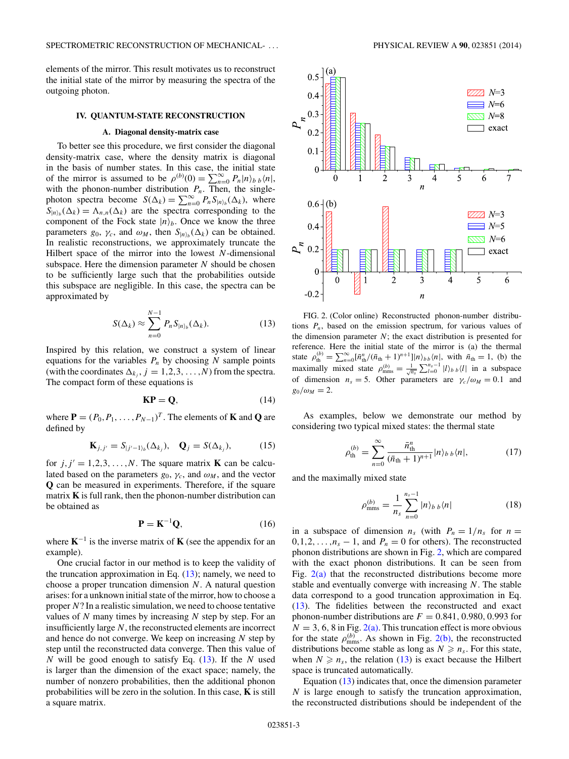elements of the mirror. This result motivates us to reconstruct the initial state of the mirror by measuring the spectra of the outgoing photon.

## IV. QUANTUM-STATE RECONSTRUCTION

### A. Diagonal density-matrix case

To better see this procedure, we first consider the diagonal density-matrix case, where the density matrix is diagonal in the basis of number states. In this case, the initial state of the mirror is assumed to be $\rho^{(b)}(0) = \sum_{n=0}^{\infty} P_n |n\rangle_{b\,b}\langle n|$, with the phonon-number distribution $P_n$. Then, the single-photon spectra become $S(\Delta_k) = \sum_{n=0}^{\infty} P_n S_{|n\rangle_b}(\Delta_k)$, where $S_{|n\rangle_b}(\Delta_k) = \Lambda_{n,n}(\Delta_k)$ are the spectra corresponding to the component of the Fock state $|n\rangle_b$. Once we know the three parameters $g_0$, $\gamma_c$, and $\omega_M$, then $S_{|n\rangle_b}(\Delta_k)$ can be obtained. In realistic reconstructions, we approximately truncate the Hilbert space of the mirror into the lowest $N$-dimensional subspace. Here the dimension parameter $N$ should be chosen to be sufficiently large such that the probabilities outside this subspace are negligible. In this case, the spectra can be approximated by

$$S(\Delta_k) \approx \sum_{n=0}^{N-1} P_n S_{|n\rangle_b}(\Delta_k). \tag{13}$$

Inspired by this relation, we construct a system of linear equations for the variables $P_n$ by choosing $N$ sample points (with the coordinates $\Delta_{k_j}$, $j = 1,2,3,\ldots,N$) from the spectra. The compact form of these equations is

$$\mathbf{KP} = \mathbf{Q}, \tag{14}$$

where $\mathbf{P} = (P_0, P_1, \ldots, P_{N-1})^T$. The elements of $\mathbf{K}$ and $\mathbf{Q}$ are defined by

$$\mathbf{K}_{j,j'} = S_{|j'-1\rangle_b}(\Delta_{k_j}), \quad \mathbf{Q}_j = S(\Delta_{k_j}), \tag{15}$$

for $j, j' = 1,2,3,\ldots,N$. The square matrix $\mathbf{K}$ can be calculated based on the parameters $g_0$, $\gamma_c$, and $\omega_M$, and the vector $\mathbf{Q}$ can be measured in experiments. Therefore, if the square matrix $\mathbf{K}$ is full rank, then the phonon-number distribution can be obtained as

$$\mathbf{P} = \mathbf{K}^{-1}\mathbf{Q}, \tag{16}$$

where $\mathbf{K}^{-1}$ is the inverse matrix of $\mathbf{K}$ (see the appendix for an example).

One crucial factor in our method is to keep the validity of the truncation approximation in Eq. (13); namely, we need to choose a proper truncation dimension $N$. A natural question arises: for a unknown initial state of the mirror, how to choose a proper $N$? In a realistic simulation, we need to choose tentative values of $N$ many times by increasing $N$ step by step. For an insufficiently large $N$, the reconstructed elements are incorrect and hence do not converge. We keep on increasing $N$ step by step until the reconstructed data converge. Then this value of $N$ will be good enough to satisfy Eq. (13). If the $N$ used is larger than the dimension of the exact space; namely, the number of nonzero probabilities, then the additional phonon probabilities will be zero in the solution. In this case, $\mathbf{K}$ is still a square matrix.

FIG. 2. (Color online) Reconstructed phonon-number distributions $P_n$, based on the emission spectrum, for various values of the dimension parameter $N$; the exact distribution is presented for reference. Here the initial state of the mirror is (a) the thermal state $\rho_{\text{th}}^{(b)} = \sum_{n=0}^{\infty}[\bar{n}_{\text{th}}^{n}/(\bar{n}_{\text{th}}+1)^{n+1}]|n\rangle_{b\,b}\langle n|$, with $\bar{n}_{\text{th}} = 1$, (b) the maximally mixed state $\rho_{\text{mms}}^{(b)} = \frac{1}{\sqrt{n_s}} \sum_{l=0}^{n_s-1} |l\rangle_{b\,b}\langle l|$ in a subspace of dimension $n_s = 5$. Other parameters are $\gamma_c/\omega_M = 0.1$ and $g_0/\omega_M = 2$.

As examples, below we demonstrate our method by considering two typical mixed states: the thermal state

$$\rho_{\text{th}}^{(b)} = \sum_{n=0}^{\infty} \frac{\bar{n}_{\text{th}}^{n}}{(\bar{n}_{\text{th}}+1)^{n+1}} |n\rangle_{b\,b}\langle n|, \tag{17}$$

and the maximally mixed state

$$\rho_{\text{mms}}^{(b)} = \frac{1}{n_s} \sum_{n=0}^{n_s-1} |n\rangle_{b\,b}\langle n| \tag{18}$$

in a subspace of dimension $n_s$ (with $P_n = 1/n_s$ for $n = 0,1,2,\ldots,n_s-1$, and $P_n = 0$ for others). The reconstructed phonon distributions are shown in Fig. 2, which are compared with the exact phonon distributions. It can be seen from Fig. 2(a) that the reconstructed distributions become more stable and eventually converge with increasing $N$. The stable data correspond to a good truncation approximation in Eq. (13). The fidelities between the reconstructed and exact phonon-number distributions are $F = 0.841, 0.980, 0.993$ for $N = 3, 6, 8$ in Fig. 2(a). This truncation effect is more obvious for the state $\rho_{\text{mms}}^{(b)}$. As shown in Fig. 2(b), the reconstructed distributions become stable as long as $N \geqslant n_s$. For this state, when $N \geqslant n_s$, the relation (13) is exact because the Hilbert space is truncated automatically.

Equation (13) indicates that, once the dimension parameter $N$ is large enough to satisfy the truncation approximation, the reconstructed distributions should be independent of the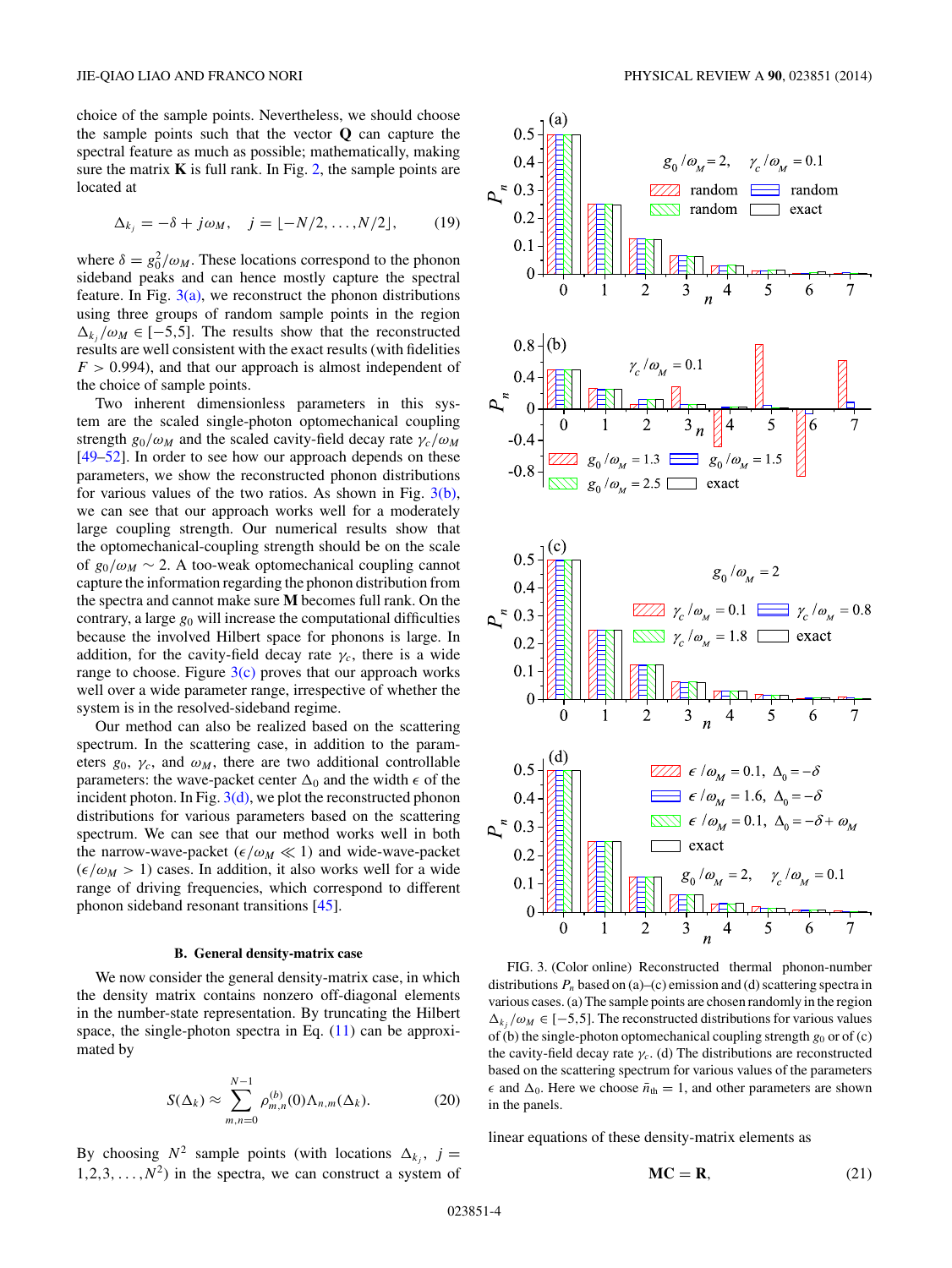choice of the sample points. Nevertheless, we should choose the sample points such that the vector $\mathbf{Q}$ can capture the spectral feature as much as possible; mathematically, making sure the matrix $\mathbf{K}$ is full rank. In Fig. 2, the sample points are located at

$$\Delta_{k_j} = -\delta + j\omega_M, \quad j = \lfloor -N/2, \ldots, N/2 \rfloor, \tag{19}$$

where $\delta = g_0^2/\omega_M$. These locations correspond to the phonon sideband peaks and can hence mostly capture the spectral feature. In Fig. 3(a), we reconstruct the phonon distributions using three groups of random sample points in the region $\Delta_{k_j}/\omega_M \in [-5,5]$. The results show that the reconstructed results are well consistent with the exact results (with fidelities $F > 0.994$), and that our approach is almost independent of the choice of sample points.

Two inherent dimensionless parameters in this system are the scaled single-photon optomechanical coupling strength $g_0/\omega_M$ and the scaled cavity-field decay rate $\gamma_c/\omega_M$ [49–52]. In order to see how our approach depends on these parameters, we show the reconstructed phonon distributions for various values of the two ratios. As shown in Fig. 3(b), we can see that our approach works well for a moderately large coupling strength. Our numerical results show that the optomechanical-coupling strength should be on the scale of $g_0/\omega_M \sim 2$. A too-weak optomechanical coupling cannot capture the information regarding the phonon distribution from the spectra and cannot make sure $\mathbf{M}$ becomes full rank. On the contrary, a large $g_0$ will increase the computational difficulties because the involved Hilbert space for phonons is large. In addition, for the cavity-field decay rate $\gamma_c$, there is a wide range to choose. Figure 3(c) proves that our approach works well over a wide parameter range, irrespective of whether the system is in the resolved-sideband regime.

Our method can also be realized based on the scattering spectrum. In the scattering case, in addition to the parameters $g_0$, $\gamma_c$, and $\omega_M$, there are two additional controllable parameters: the wave-packet center $\Delta_0$ and the width $\epsilon$ of the incident photon. In Fig. 3(d), we plot the reconstructed phonon distributions for various parameters based on the scattering spectrum. We can see that our method works well in both the narrow-wave-packet ($\epsilon/\omega_M \ll 1$) and wide-wave-packet ($\epsilon/\omega_M > 1$) cases. In addition, it also works well for a wide range of driving frequencies, which correspond to different phonon sideband resonant transitions [45].

FIG. 3. (Color online) Reconstructed thermal phonon-number distributions $P_n$ based on (a)–(c) emission and (d) scattering spectra in various cases. (a) The sample points are chosen randomly in the region $\Delta_{k_j}/\omega_M \in [-5,5]$. The reconstructed distributions for various values of (b) the single-photon optomechanical coupling strength $g_0$ or of (c) the cavity-field decay rate $\gamma_c$. (d) The distributions are reconstructed based on the scattering spectrum for various values of the parameters $\epsilon$ and $\Delta_0$. Here we choose $\bar{n}_{\mathrm{th}} = 1$, and other parameters are shown in the panels.

### B. General density-matrix case

We now consider the general density-matrix case, in which the density matrix contains nonzero off-diagonal elements in the number-state representation. By truncating the Hilbert space, the single-photon spectra in Eq. (11) can be approximated by

$$S(\Delta_k) \approx \sum_{m,n=0}^{N-1} \rho_{m,n}^{(b)}(0)\Lambda_{n,m}(\Delta_k). \tag{20}$$

By choosing $N^2$ sample points (with locations $\Delta_{k_j}$, $j = 1,2,3,\ldots,N^2$) in the spectra, we can construct a system of linear equations of these density-matrix elements as

$$\mathbf{MC} = \mathbf{R}, \tag{21}$$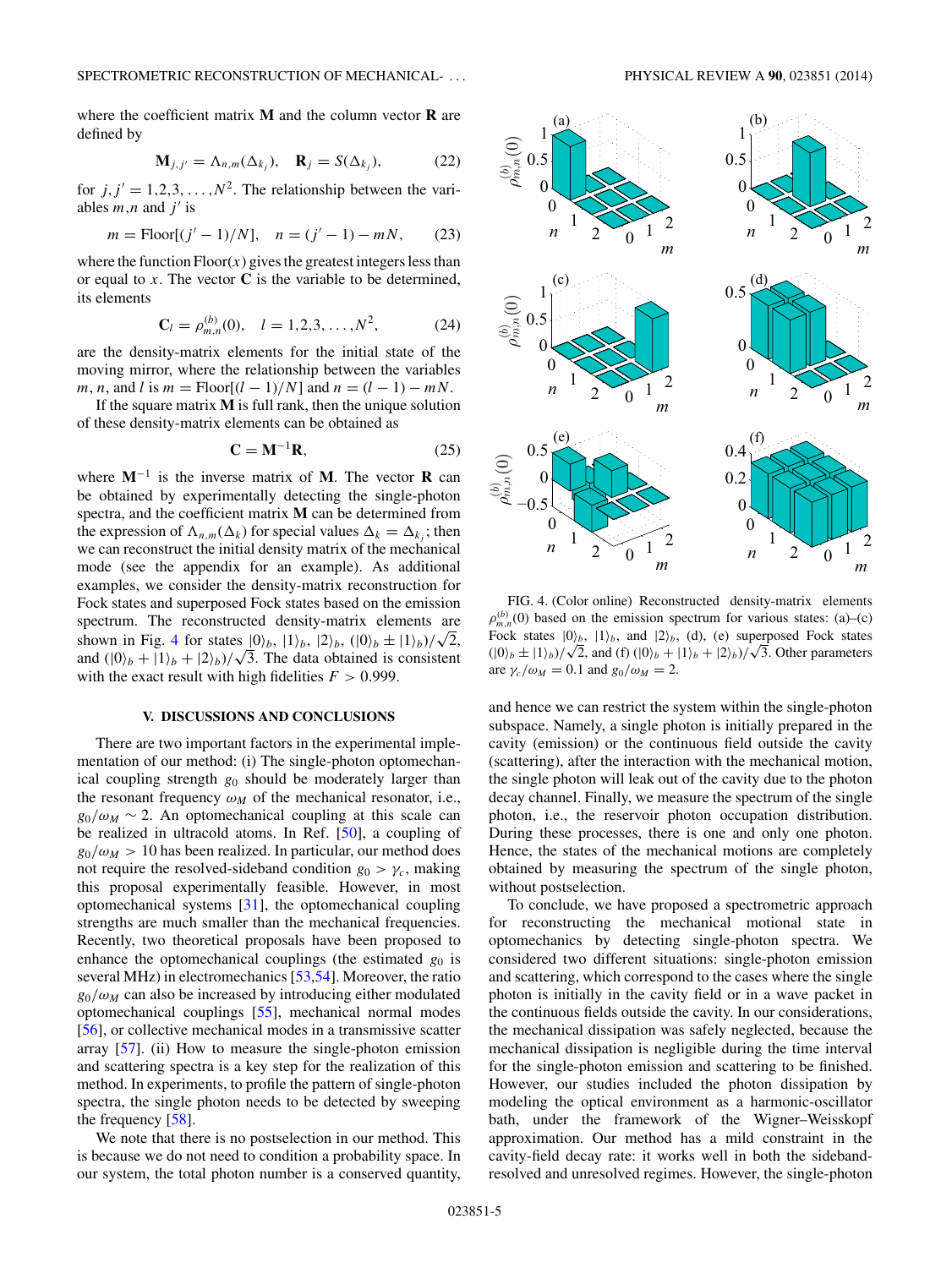where the coefficient matrix $\mathbf{M}$ and the column vector $\mathbf{R}$ are defined by

$$\mathbf{M}_{j,j'} = \Lambda_{n,m}(\Delta_{k_j}), \quad \mathbf{R}_j = S(\Delta_{k_j}), \tag{22}$$

for $j, j' = 1,2,3,\ldots,N^2$. The relationship between the variables $m$,$n$ and $j'$ is

$$m = \text{Floor}[(j'-1)/N], \quad n = (j'-1) - mN, \tag{23}$$

where the function Floor$(x)$ gives the greatest integers less than or equal to $x$. The vector $\mathbf{C}$ is the variable to be determined, its elements

$$\mathbf{C}_l = \rho^{(b)}_{m,n}(0), \quad l = 1,2,3,\ldots,N^2, \tag{24}$$

are the density-matrix elements for the initial state of the moving mirror, where the relationship between the variables $m$, $n$, and $l$ is $m = \text{Floor}[(l-1)/N]$ and $n = (l-1) - mN$.

If the square matrix $\mathbf{M}$ is full rank, then the unique solution of these density-matrix elements can be obtained as

$$\mathbf{C} = \mathbf{M}^{-1}\mathbf{R}, \tag{25}$$

where $\mathbf{M}^{-1}$ is the inverse matrix of $\mathbf{M}$. The vector $\mathbf{R}$ can be obtained by experimentally detecting the single-photon spectra, and the coefficient matrix $\mathbf{M}$ can be determined from the expression of $\Lambda_{n,m}(\Delta_k)$ for special values $\Delta_k = \Delta_{k_j}$; then we can reconstruct the initial density matrix of the mechanical mode (see the appendix for an example). As additional examples, we consider the density-matrix reconstruction for Fock states and superposed Fock states based on the emission spectrum. The reconstructed density-matrix elements are shown in Fig. 4 for states $|0\rangle_b$, $|1\rangle_b$, $|2\rangle_b$, $(|0\rangle_b \pm |1\rangle_b)/\sqrt{2}$, and $(|0\rangle_b + |1\rangle_b + |2\rangle_b)/\sqrt{3}$. The data obtained is consistent with the exact result with high fidelities $F > 0.999$.

FIG. 4. (Color online) Reconstructed density-matrix elements $\rho^{(b)}_{m,n}(0)$ based on the emission spectrum for various states: (a)–(c) Fock states $|0\rangle_b$, $|1\rangle_b$, and $|2\rangle_b$, (d), (e) superposed Fock states $(|0\rangle_b \pm |1\rangle_b)/\sqrt{2}$, and (f) $(|0\rangle_b + |1\rangle_b + |2\rangle_b)/\sqrt{3}$. Other parameters are $\gamma_c/\omega_M = 0.1$ and $g_0/\omega_M = 2$.

## V. DISCUSSIONS AND CONCLUSIONS

There are two important factors in the experimental implementation of our method: (i) The single-photon optomechanical coupling strength $g_0$ should be moderately larger than the resonant frequency $\omega_M$ of the mechanical resonator, i.e., $g_0/\omega_M \sim 2$. An optomechanical coupling at this scale can be realized in ultracold atoms. In Ref. [50], a coupling of $g_0/\omega_M > 10$ has been realized. In particular, our method does not require the resolved-sideband condition $g_0 > \gamma_c$, making this proposal experimentally feasible. However, in most optomechanical systems [31], the optomechanical coupling strengths are much smaller than the mechanical frequencies. Recently, two theoretical proposals have been proposed to enhance the optomechanical couplings (the estimated $g_0$ is several MHz) in electromechanics [53,54]. Moreover, the ratio $g_0/\omega_M$ can also be increased by introducing either modulated optomechanical couplings [55], mechanical normal modes [56], or collective mechanical modes in a transmissive scatter array [57]. (ii) How to measure the single-photon emission and scattering spectra is a key step for the realization of this method. In experiments, to profile the pattern of single-photon spectra, the single photon needs to be detected by sweeping the frequency [58].

We note that there is no postselection in our method. This is because we do not need to condition a probability space. In our system, the total photon number is a conserved quantity, and hence we can restrict the system within the single-photon subspace. Namely, a single photon is initially prepared in the cavity (emission) or the continuous field outside the cavity (scattering), after the interaction with the mechanical motion, the single photon will leak out of the cavity due to the photon decay channel. Finally, we measure the spectrum of the single photon, i.e., the reservoir photon occupation distribution. During these processes, there is one and only one photon. Hence, the states of the mechanical motions are completely obtained by measuring the spectrum of the single photon, without postselection.

To conclude, we have proposed a spectrometric approach for reconstructing the mechanical motional state in optomechanics by detecting single-photon spectra. We considered two different situations: single-photon emission and scattering, which correspond to the cases where the single photon is initially in the cavity field or in a wave packet in the continuous fields outside the cavity. In our considerations, the mechanical dissipation was safely neglected, because the mechanical dissipation is negligible during the time interval for the single-photon emission and scattering to be finished. However, our studies included the photon dissipation by modeling the optical environment as a harmonic-oscillator bath, under the framework of the Wigner–Weisskopf approximation. Our method has a mild constraint in the cavity-field decay rate: it works well in both the sideband-resolved and unresolved regimes. However, the single-photon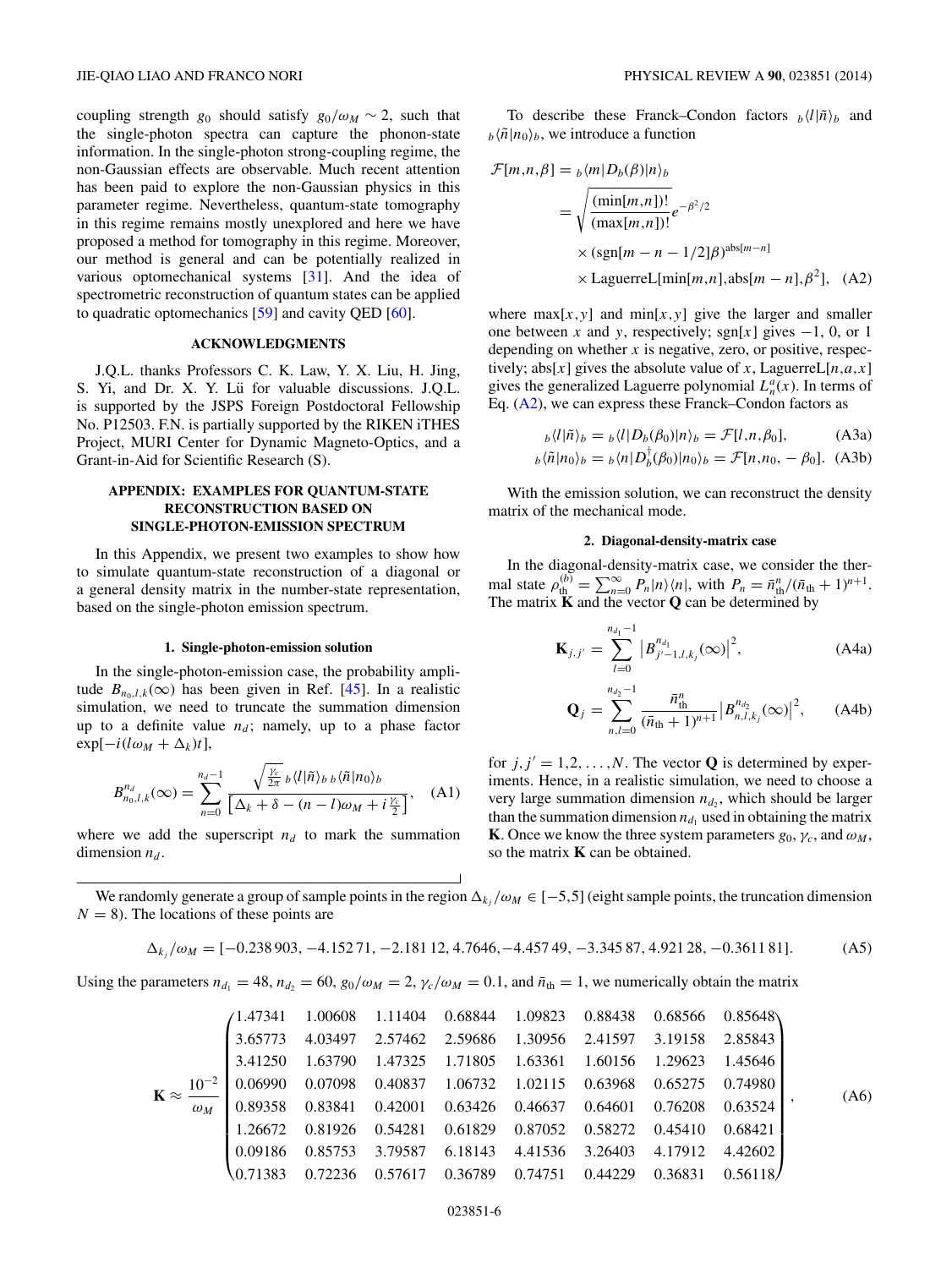coupling strength $g_0$ should satisfy $g_0/\omega_M \sim 2$, such that the single-photon spectra can capture the phonon-state information. In the single-photon strong-coupling regime, the non-Gaussian effects are observable. Much recent attention has been paid to explore the non-Gaussian physics in this parameter regime. Nevertheless, quantum-state tomography in this regime remains mostly unexplored and here we have proposed a method for tomography in this regime. Moreover, our method is general and can be potentially realized in various optomechanical systems [31]. And the idea of spectrometric reconstruction of quantum states can be applied to quadratic optomechanics [59] and cavity QED [60].

## ACKNOWLEDGMENTS

J.Q.L. thanks Professors C. K. Law, Y. X. Liu, H. Jing, S. Yi, and Dr. X. Y. Lü for valuable discussions. J.Q.L. is supported by the JSPS Foreign Postdoctoral Fellowship No. P12503. F.N. is partially supported by the RIKEN iTHES Project, MURI Center for Dynamic Magneto-Optics, and a Grant-in-Aid for Scientific Research (S).

## APPENDIX: EXAMPLES FOR QUANTUM-STATE RECONSTRUCTION BASED ON SINGLE-PHOTON-EMISSION SPECTRUM

In this Appendix, we present two examples to show how to simulate quantum-state reconstruction of a diagonal or a general density matrix in the number-state representation, based on the single-photon emission spectrum.

### 1. Single-photon-emission solution

In the single-photon-emission case, the probability amplitude $B_{n_0,l,k}(\infty)$ has been given in Ref. [45]. In a realistic simulation, we need to truncate the summation dimension up to a definite value $n_d$; namely, up to a phase factor $\exp[-i(l\omega_M+\Delta_k)t]$,

$$B^{n_d}_{n_0,l,k}(\infty)=\sum_{n=0}^{n_d-1}\frac{\sqrt{\frac{\gamma_c}{2\pi}}\,{}_b\langle l|\tilde{n}\rangle_b\,{}_b\langle\tilde{n}|n_0\rangle_b}{\left[\Delta_k+\delta-(n-l)\omega_M+i\frac{\gamma_c}{2}\right]},\quad\text{(A1)}$$

where we add the superscript $n_d$ to mark the summation dimension $n_d$.

To describe these Franck–Condon factors ${}_b\langle l|\tilde{n}\rangle_b$ and ${}_b\langle\tilde{n}|n_0\rangle_b$, we introduce a function

$$\begin{aligned}\mathcal{F}[m,n,\beta]&={}_b\langle m|D_b(\beta)|n\rangle_b\\&=\sqrt{\frac{(\min[m,n])!}{(\max[m,n])!}}e^{-\beta^2/2}\\&\quad\times(\text{sgn}[m-n-1/2]\beta)^{\text{abs}[m-n]}\\&\quad\times\text{LaguerreL}[\min[m,n],\text{abs}[m-n],\beta^2],\end{aligned}\quad\text{(A2)}$$

where $\max[x,y]$ and $\min[x,y]$ give the larger and smaller one between $x$ and $y$, respectively; $\text{sgn}[x]$ gives $-1$, 0, or 1 depending on whether $x$ is negative, zero, or positive, respectively; $\text{abs}[x]$ gives the absolute value of $x$, $\text{LaguerreL}[n,a,x]$ gives the generalized Laguerre polynomial $L_n^a(x)$. In terms of Eq. (A2), we can express these Franck–Condon factors as

$${}_b\langle l|\tilde{n}\rangle_b={}_b\langle l|D_b(\beta_0)|n\rangle_b=\mathcal{F}[l,n,\beta_0],\quad\text{(A3a)}$$

$${}_b\langle\tilde{n}|n_0\rangle_b={}_b\langle n|D_b^\dagger(\beta_0)|n_0\rangle_b=\mathcal{F}[n,n_0,-\beta_0].\quad\text{(A3b)}$$

With the emission solution, we can reconstruct the density matrix of the mechanical mode.

### 2. Diagonal-density-matrix case

In the diagonal-density-matrix case, we consider the thermal state $\rho_{\text{th}}^{(b)}=\sum_{n=0}^{\infty}P_n|n\rangle\langle n|$, with $P_n=\bar{n}_{\text{th}}^n/(\bar{n}_{\text{th}}+1)^{n+1}$. The matrix $\mathbf{K}$ and the vector $\mathbf{Q}$ can be determined by

$$\mathbf{K}_{j,j'}=\sum_{l=0}^{n_{d_1}-1}\left|B^{n_{d_1}}_{j'-1,l,k_j}(\infty)\right|^2,\quad\text{(A4a)}$$

$$\mathbf{Q}_j=\sum_{n,l=0}^{n_{d_2}-1}\frac{\bar{n}_{\text{th}}^n}{(\bar{n}_{\text{th}}+1)^{n+1}}\left|B^{n_{d_2}}_{n,l,k_j}(\infty)\right|^2,\quad\text{(A4b)}$$

for $j,j'=1,2,\ldots,N$. The vector $\mathbf{Q}$ is determined by experiments. Hence, in a realistic simulation, we need to choose a very large summation dimension $n_{d_2}$, which should be larger than the summation dimension $n_{d_1}$ used in obtaining the matrix $\mathbf{K}$. Once we know the three system parameters $g_0$, $\gamma_c$, and $\omega_M$, so the matrix $\mathbf{K}$ can be obtained.

We randomly generate a group of sample points in the region $\Delta_{k_j}/\omega_M\in[-5,5]$ (eight sample points, the truncation dimension $N=8$). The locations of these points are

$$\Delta_{k_j}/\omega_M=[-0.238\,903,-4.152\,71,-2.181\,12,4.7646,-4.457\,49,-3.345\,87,4.921\,28,-0.361\,181].\quad\text{(A5)}$$

Using the parameters $n_{d_1}=48$, $n_{d_2}=60$, $g_0/\omega_M=2$, $\gamma_c/\omega_M=0.1$, and $\bar{n}_{\text{th}}=1$, we numerically obtain the matrix

$$\mathbf{K}\approx\frac{10^{-2}}{\omega_M}\begin{pmatrix}1.47341&1.00608&1.11404&0.68844&1.09823&0.88438&0.68566&0.85648\\3.65773&4.03497&2.57462&2.59686&1.30956&2.41597&3.19158&2.85843\\3.41250&1.63790&1.47325&1.71805&1.63361&1.60156&1.29623&1.45646\\0.06990&0.07098&0.40837&1.06732&1.02115&0.63968&0.65275&0.74980\\0.89358&0.83841&0.42001&0.63426&0.46637&0.64601&0.76208&0.63524\\1.26672&0.81926&0.54281&0.61829&0.87052&0.58272&0.45410&0.68421\\0.09186&0.85753&3.79587&6.18143&4.41536&3.26403&4.17912&4.42602\\0.71383&0.72236&0.57617&0.36789&0.74751&0.44229&0.36831&0.56118\end{pmatrix},\quad\text{(A6)}$$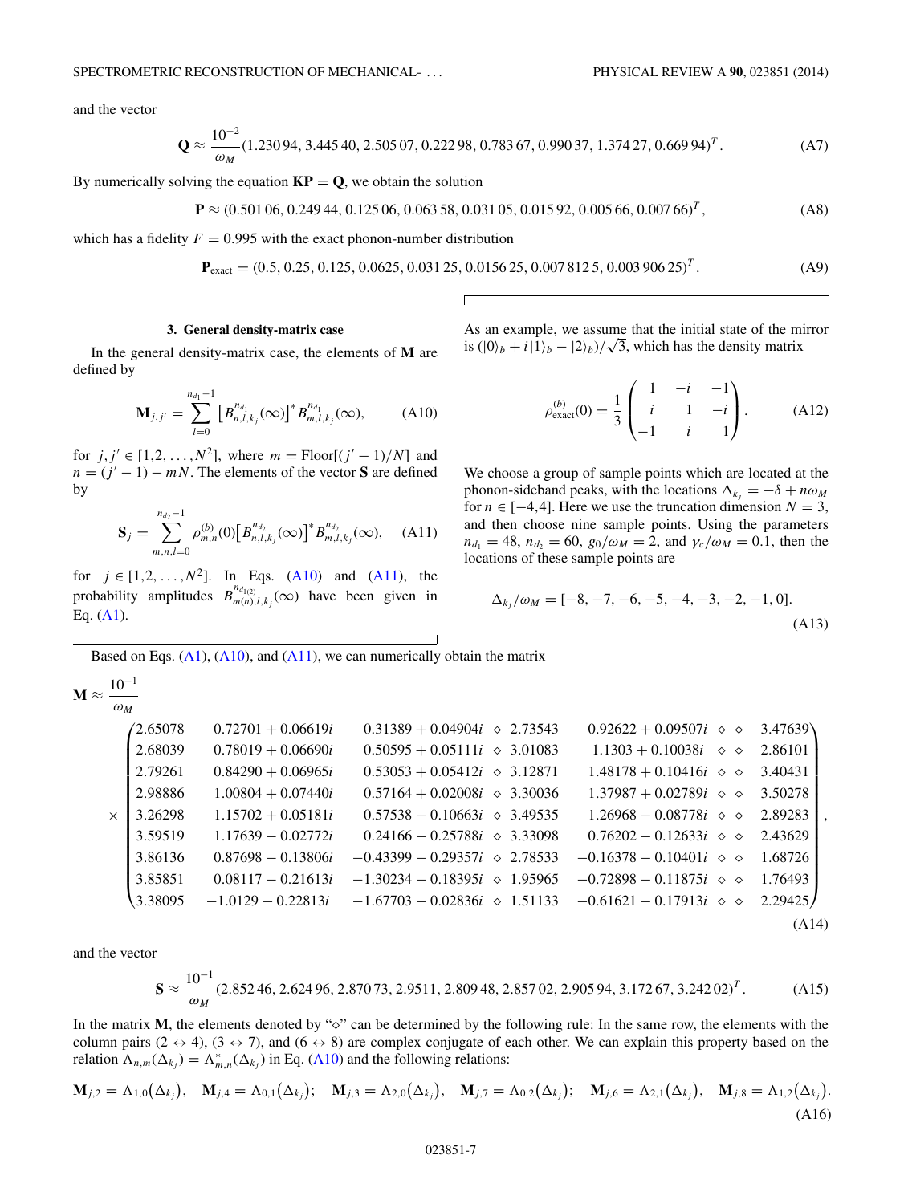and the vector

$$\mathbf{Q} \approx \frac{10^{-2}}{\omega_M}(1.230\,94, 3.445\,40, 2.505\,07, 0.222\,98, 0.783\,67, 0.990\,37, 1.374\,27, 0.669\,94)^T. \tag{A7}$$

By numerically solving the equation $\mathbf{KP} = \mathbf{Q}$, we obtain the solution

$$\mathbf{P} \approx (0.501\,06, 0.249\,44, 0.125\,06, 0.063\,58, 0.031\,05, 0.015\,92, 0.005\,66, 0.007\,66)^T, \tag{A8}$$

which has a fidelity $F = 0.995$ with the exact phonon-number distribution

$$\mathbf{P}_{\text{exact}} = (0.5, 0.25, 0.125, 0.0625, 0.031\,25, 0.015\,625, 0.007\,812\,5, 0.003\,906\,25)^T. \tag{A9}$$

### 3. General density-matrix case

In the general density-matrix case, the elements of $\mathbf{M}$ are defined by

$$\mathbf{M}_{j,j'} = \sum_{l=0}^{n_{d_1}-1} \left[B^{n_{d_1}}_{n,l,k_j}(\infty)\right]^* B^{n_{d_1}}_{m,l,k_j}(\infty), \tag{A10}$$

for $j,j' \in [1,2,\ldots,N^2]$, where $m = \text{Floor}[(j'-1)/N]$ and $n = (j'-1) - mN$. The elements of the vector $\mathbf{S}$ are defined by

$$\mathbf{S}_j = \sum_{m,n,l=0}^{n_{d_2}-1} \rho^{(b)}_{m,n}(0)\left[B^{n_{d_2}}_{n,l,k_j}(\infty)\right]^* B^{n_{d_2}}_{m,l,k_j}(\infty), \tag{A11}$$

for $j \in [1,2,\ldots,N^2]$. In Eqs. (A10) and (A11), the probability amplitudes $B^{n_{d_{1(2)}}}_{m(n),l,k_j}(\infty)$ have been given in Eq. (A1).

As an example, we assume that the initial state of the mirror is $(|0\rangle_b + i|1\rangle_b - |2\rangle_b)/\sqrt{3}$, which has the density matrix

$$\rho^{(b)}_{\text{exact}}(0) = \frac{1}{3}\begin{pmatrix} 1 & -i & -1 \\ i & 1 & -i \\ -1 & i & 1 \end{pmatrix}. \tag{A12}$$

We choose a group of sample points which are located at the phonon-sideband peaks, with the locations $\Delta_{k_j} = -\delta + n\omega_M$ for $n \in [-4,4]$. Here we use the truncation dimension $N = 3$, and then choose nine sample points. Using the parameters $n_{d_1} = 48$, $n_{d_2} = 60$, $g_0/\omega_M = 2$, and $\gamma_c/\omega_M = 0.1$, then the locations of these sample points are

$$\Delta_{k_j}/\omega_M = [-8, -7, -6, -5, -4, -3, -2, -1, 0]. \tag{A13}$$

Based on Eqs. (A1), (A10), and (A11), we can numerically obtain the matrix

$$\mathbf{M} \approx \frac{10^{-1}}{\omega_M} \times \begin{pmatrix}
2.65078 & 0.72701+0.06619i & 0.31389+0.04904i & \diamond & 2.73543 & 0.92622+0.09507i & \diamond & \diamond & 3.47639 \\
2.68039 & 0.78019+0.06690i & 0.50595+0.05111i & \diamond & 3.01083 & 1.1303+0.10038i & \diamond & \diamond & 2.86101 \\
2.79261 & 0.84290+0.06965i & 0.53053+0.05412i & \diamond & 3.12871 & 1.48178+0.10416i & \diamond & \diamond & 3.40431 \\
2.98886 & 1.00804+0.07440i & 0.57164+0.02008i & \diamond & 3.30036 & 1.37987+0.02789i & \diamond & \diamond & 3.50278 \\
3.26298 & 1.15702+0.05181i & 0.57538-0.10663i & \diamond & 3.49535 & 1.26968-0.08778i & \diamond & \diamond & 2.89283 \\
3.59519 & 1.17639-0.02772i & 0.24166-0.25788i & \diamond & 3.33098 & 0.76202-0.12633i & \diamond & \diamond & 2.43629 \\
3.86136 & 0.87698-0.13806i & -0.43399-0.29357i & \diamond & 2.78533 & -0.16378-0.10401i & \diamond & \diamond & 1.68726 \\
3.85851 & 0.08117-0.21613i & -1.30234-0.18395i & \diamond & 1.95965 & -0.72898-0.11875i & \diamond & \diamond & 1.76493 \\
3.38095 & -1.0129-0.22813i & -1.67703-0.02836i & \diamond & 1.51133 & -0.61621-0.17913i & \diamond & \diamond & 2.29425
\end{pmatrix}, \tag{A14}$$

and the vector

$$\mathbf{S} \approx \frac{10^{-1}}{\omega_M}(2.852\,46, 2.624\,96, 2.870\,73, 2.9511, 2.809\,48, 2.857\,02, 2.905\,94, 3.172\,67, 3.242\,02)^T. \tag{A15}$$

In the matrix $\mathbf{M}$, the elements denoted by "$\diamond$" can be determined by the following rule: In the same row, the elements with the column pairs $(2 \leftrightarrow 4)$, $(3 \leftrightarrow 7)$, and $(6 \leftrightarrow 8)$ are complex conjugate of each other. We can explain this property based on the relation $\Lambda_{n,m}(\Delta_{k_j}) = \Lambda^*_{m,n}(\Delta_{k_j})$ in Eq. (A10) and the following relations:

$$\mathbf{M}_{j,2} = \Lambda_{1,0}(\Delta_{k_j}), \quad \mathbf{M}_{j,4} = \Lambda_{0,1}(\Delta_{k_j}); \quad \mathbf{M}_{j,3} = \Lambda_{2,0}(\Delta_{k_j}), \quad \mathbf{M}_{j,7} = \Lambda_{0,2}(\Delta_{k_j}); \quad \mathbf{M}_{j,6} = \Lambda_{2,1}(\Delta_{k_j}), \quad \mathbf{M}_{j,8} = \Lambda_{1,2}(\Delta_{k_j}). \tag{A16}$$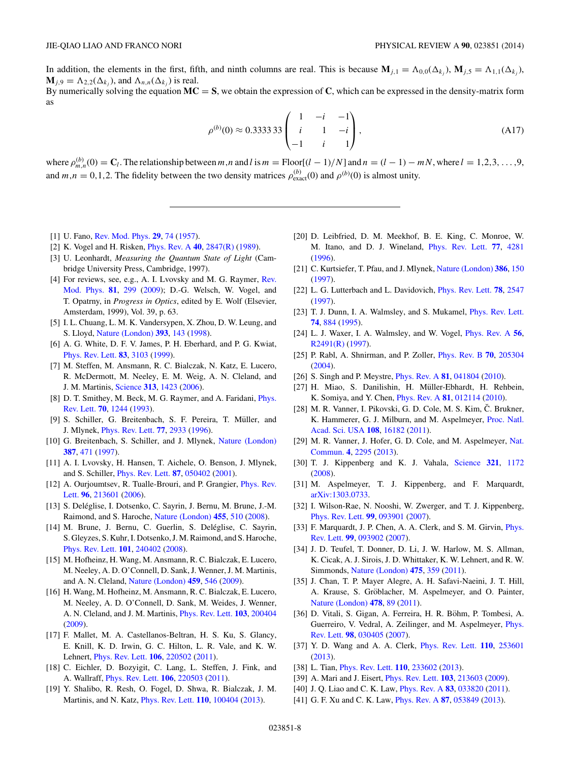In addition, the elements in the first, fifth, and ninth columns are real. This is because $\mathbf{M}_{j,1} = \Lambda_{0,0}(\Delta_{k_j})$, $\mathbf{M}_{j,5} = \Lambda_{1,1}(\Delta_{k_j})$, $\mathbf{M}_{j,9} = \Lambda_{2,2}(\Delta_{k_j})$, and $\Lambda_{n,n}(\Delta_{k_j})$ is real.

By numerically solving the equation $\mathbf{MC} = \mathbf{S}$, we obtain the expression of $\mathbf{C}$, which can be expressed in the density-matrix form as

$$\rho^{(b)}(0) \approx 0.3333\,33 \begin{pmatrix} 1 & -i & -1 \\ i & 1 & -i \\ -1 & i & 1 \end{pmatrix}, \tag{A17}$$

where $\rho^{(b)}_{m,n}(0) = \mathbf{C}_l$. The relationship between $m,n$ and $l$ is $m = \text{Floor}[(l-1)/N]$ and $n = (l-1) - mN$, where $l = 1,2,3,\ldots,9$, and $m,n = 0,1,2$. The fidelity between the two density matrices $\rho^{(b)}_{\text{exact}}(0)$ and $\rho^{(b)}(0)$ is almost unity.

---

[1] U. Fano, Rev. Mod. Phys. **29**, 74 (1957).

[2] K. Vogel and H. Risken, Phys. Rev. A **40**, 2847(R) (1989).

[3] U. Leonhardt, *Measuring the Quantum State of Light* (Cambridge University Press, Cambridge, 1997).

[4] For reviews, see, e.g., A. I. Lvovsky and M. G. Raymer, Rev. Mod. Phys. **81**, 299 (2009); D.-G. Welsch, W. Vogel, and T. Opatrny, in *Progress in Optics*, edited by E. Wolf (Elsevier, Amsterdam, 1999), Vol. 39, p. 63.

[5] I. L. Chuang, L. M. K. Vandersypen, X. Zhou, D. W. Leung, and S. Lloyd, Nature (London) **393**, 143 (1998).

[6] A. G. White, D. F. V. James, P. H. Eberhard, and P. G. Kwiat, Phys. Rev. Lett. **83**, 3103 (1999).

[7] M. Steffen, M. Ansmann, R. C. Bialczak, N. Katz, E. Lucero, R. McDermott, M. Neeley, E. M. Weig, A. N. Cleland, and J. M. Martinis, Science **313**, 1423 (2006).

[8] D. T. Smithey, M. Beck, M. G. Raymer, and A. Faridani, Phys. Rev. Lett. **70**, 1244 (1993).

[9] S. Schiller, G. Breitenbach, S. F. Pereira, T. Müller, and J. Mlynek, Phys. Rev. Lett. **77**, 2933 (1996).

[10] G. Breitenbach, S. Schiller, and J. Mlynek, Nature (London) **387**, 471 (1997).

[11] A. I. Lvovsky, H. Hansen, T. Aichele, O. Benson, J. Mlynek, and S. Schiller, Phys. Rev. Lett. **87**, 050402 (2001).

[12] A. Ourjoumtsev, R. Tualle-Brouri, and P. Grangier, Phys. Rev. Lett. **96**, 213601 (2006).

[13] S. Deléglise, I. Dotsenko, C. Sayrin, J. Bernu, M. Brune, J.-M. Raimond, and S. Haroche, Nature (London) **455**, 510 (2008).

[14] M. Brune, J. Bernu, C. Guerlin, S. Deléglise, C. Sayrin, S. Gleyzes, S. Kuhr, I. Dotsenko, J. M. Raimond, and S. Haroche, Phys. Rev. Lett. **101**, 240402 (2008).

[15] M. Hofheinz, H. Wang, M. Ansmann, R. C. Bialczak, E. Lucero, M. Neeley, A. D. O'Connell, D. Sank, J. Wenner, J. M. Martinis, and A. N. Cleland, Nature (London) **459**, 546 (2009).

[16] H. Wang, M. Hofheinz, M. Ansmann, R. C. Bialczak, E. Lucero, M. Neeley, A. D. O'Connell, D. Sank, M. Weides, J. Wenner, A. N. Cleland, and J. M. Martinis, Phys. Rev. Lett. **103**, 200404 (2009).

[17] F. Mallet, M. A. Castellanos-Beltran, H. S. Ku, S. Glancy, E. Knill, K. D. Irwin, G. C. Hilton, L. R. Vale, and K. W. Lehnert, Phys. Rev. Lett. **106**, 220502 (2011).

[18] C. Eichler, D. Bozyigit, C. Lang, L. Steffen, J. Fink, and A. Wallraff, Phys. Rev. Lett. **106**, 220503 (2011).

[19] Y. Shalibo, R. Resh, O. Fogel, D. Shwa, R. Bialczak, J. M. Martinis, and N. Katz, Phys. Rev. Lett. **110**, 100404 (2013).

[20] D. Leibfried, D. M. Meekhof, B. E. King, C. Monroe, W. M. Itano, and D. J. Wineland, Phys. Rev. Lett. **77**, 4281 (1996).

[21] C. Kurtsiefer, T. Pfau, and J. Mlynek, Nature (London) **386**, 150 (1997).

[22] L. G. Lutterbach and L. Davidovich, Phys. Rev. Lett. **78**, 2547 (1997).

[23] T. J. Dunn, I. A. Walmsley, and S. Mukamel, Phys. Rev. Lett. **74**, 884 (1995).

[24] L. J. Waxer, I. A. Walmsley, and W. Vogel, Phys. Rev. A **56**, R2491(R) (1997).

[25] P. Rabl, A. Shnirman, and P. Zoller, Phys. Rev. B **70**, 205304 (2004).

[26] S. Singh and P. Meystre, Phys. Rev. A **81**, 041804 (2010).

[27] H. Miao, S. Danilishin, H. Müller-Ebhardt, H. Rehbein, K. Somiya, and Y. Chen, Phys. Rev. A **81**, 012114 (2010).

[28] M. R. Vanner, I. Pikovski, G. D. Cole, M. S. Kim, Č. Brukner, K. Hammerer, G. J. Milburn, and M. Aspelmeyer, Proc. Natl. Acad. Sci. USA **108**, 16182 (2011).

[29] M. R. Vanner, J. Hofer, G. D. Cole, and M. Aspelmeyer, Nat. Commun. **4**, 2295 (2013).

[30] T. J. Kippenberg and K. J. Vahala, Science **321**, 1172 (2008).

[31] M. Aspelmeyer, T. J. Kippenberg, and F. Marquardt, arXiv:1303.0733.

[32] I. Wilson-Rae, N. Nooshi, W. Zwerger, and T. J. Kippenberg, Phys. Rev. Lett. **99**, 093901 (2007).

[33] F. Marquardt, J. P. Chen, A. A. Clerk, and S. M. Girvin, Phys. Rev. Lett. **99**, 093902 (2007).

[34] J. D. Teufel, T. Donner, D. Li, J. W. Harlow, M. S. Allman, K. Cicak, A. J. Sirois, J. D. Whittaker, K. W. Lehnert, and R. W. Simmonds, Nature (London) **475**, 359 (2011).

[35] J. Chan, T. P. Mayer Alegre, A. H. Safavi-Naeini, J. T. Hill, A. Krause, S. Gröblacher, M. Aspelmeyer, and O. Painter, Nature (London) **478**, 89 (2011).

[36] D. Vitali, S. Gigan, A. Ferreira, H. R. Böhm, P. Tombesi, A. Guerreiro, V. Vedral, A. Zeilinger, and M. Aspelmeyer, Phys. Rev. Lett. **98**, 030405 (2007).

[37] Y. D. Wang and A. A. Clerk, Phys. Rev. Lett. **110**, 253601 (2013).

[38] L. Tian, Phys. Rev. Lett. **110**, 233602 (2013).

[39] A. Mari and J. Eisert, Phys. Rev. Lett. **103**, 213603 (2009).

[40] J. Q. Liao and C. K. Law, Phys. Rev. A **83**, 033820 (2011).

[41] G. F. Xu and C. K. Law, Phys. Rev. A **87**, 053849 (2013).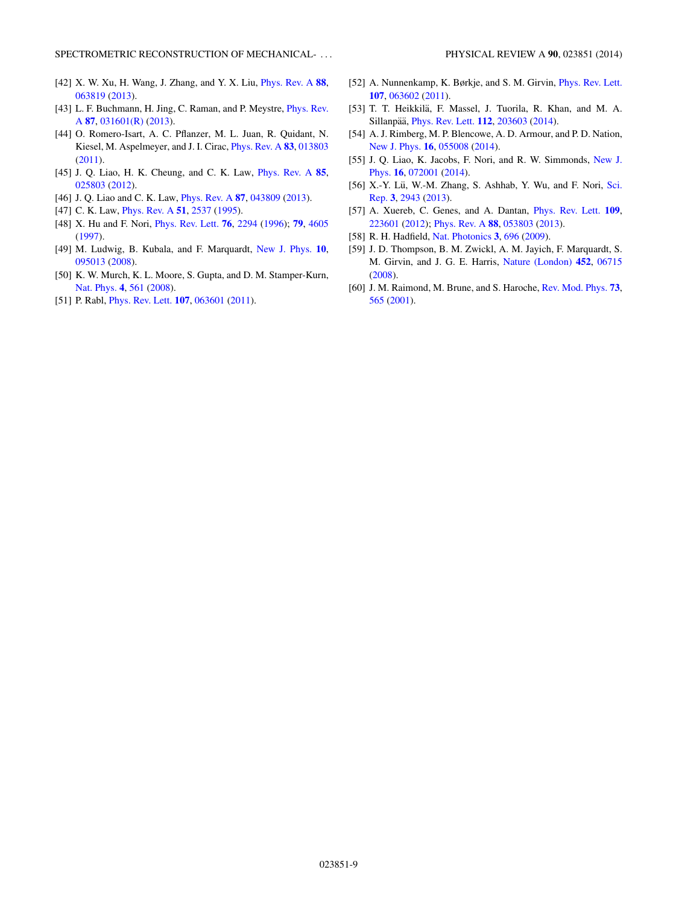[42] X. W. Xu, H. Wang, J. Zhang, and Y. X. Liu, Phys. Rev. A **88**, 063819 (2013).

[43] L. F. Buchmann, H. Jing, C. Raman, and P. Meystre, Phys. Rev. A **87**, 031601(R) (2013).

[44] O. Romero-Isart, A. C. Pflanzer, M. L. Juan, R. Quidant, N. Kiesel, M. Aspelmeyer, and J. I. Cirac, Phys. Rev. A **83**, 013803 (2011).

[45] J. Q. Liao, H. K. Cheung, and C. K. Law, Phys. Rev. A **85**, 025803 (2012).

[46] J. Q. Liao and C. K. Law, Phys. Rev. A **87**, 043809 (2013).

[47] C. K. Law, Phys. Rev. A **51**, 2537 (1995).

[48] X. Hu and F. Nori, Phys. Rev. Lett. **76**, 2294 (1996); **79**, 4605 (1997).

[49] M. Ludwig, B. Kubala, and F. Marquardt, New J. Phys. **10**, 095013 (2008).

[50] K. W. Murch, K. L. Moore, S. Gupta, and D. M. Stamper-Kurn, Nat. Phys. **4**, 561 (2008).

[51] P. Rabl, Phys. Rev. Lett. **107**, 063601 (2011).

[52] A. Nunnenkamp, K. Børkje, and S. M. Girvin, Phys. Rev. Lett. **107**, 063602 (2011).

[53] T. T. Heikkilä, F. Massel, J. Tuorila, R. Khan, and M. A. Sillanpää, Phys. Rev. Lett. **112**, 203603 (2014).

[54] A. J. Rimberg, M. P. Blencowe, A. D. Armour, and P. D. Nation, New J. Phys. **16**, 055008 (2014).

[55] J. Q. Liao, K. Jacobs, F. Nori, and R. W. Simmonds, New J. Phys. **16**, 072001 (2014).

[56] X.-Y. Lü, W.-M. Zhang, S. Ashhab, Y. Wu, and F. Nori, Sci. Rep. **3**, 2943 (2013).

[57] A. Xuereb, C. Genes, and A. Dantan, Phys. Rev. Lett. **109**, 223601 (2012); Phys. Rev. A **88**, 053803 (2013).

[58] R. H. Hadfield, Nat. Photonics **3**, 696 (2009).

[59] J. D. Thompson, B. M. Zwickl, A. M. Jayich, F. Marquardt, S. M. Girvin, and J. G. E. Harris, Nature (London) **452**, 06715 (2008).

[60] J. M. Raimond, M. Brune, and S. Haroche, Rev. Mod. Phys. **73**, 565 (2001).